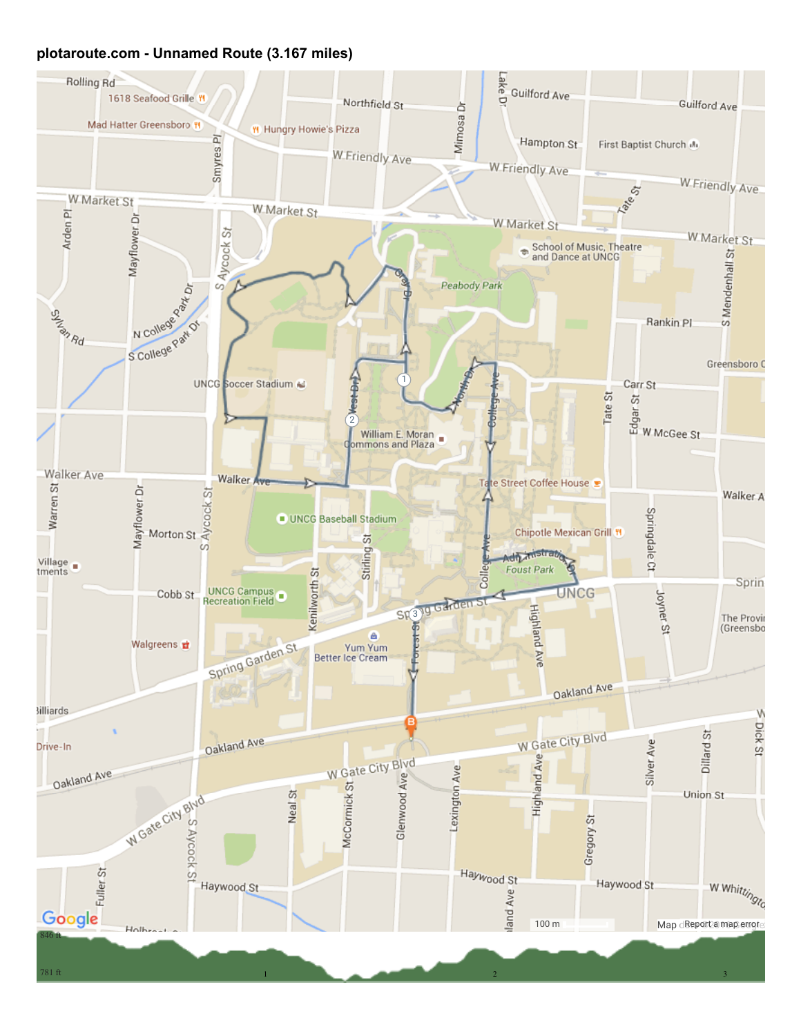**plotaroute.com - Unnamed Route (3.167 miles)**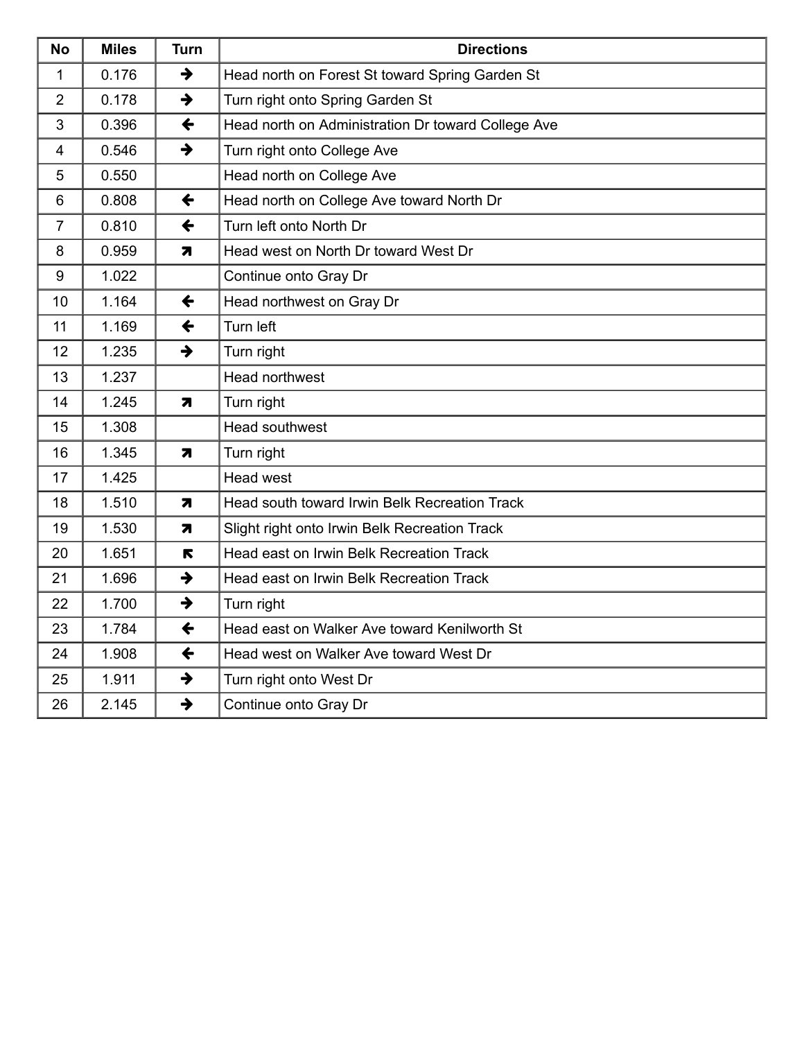| No | Miles | Turn | Directions |
|---|---|---|---|
| 1 | 0.176 | → | Head north on Forest St toward Spring Garden St |
| 2 | 0.178 | → | Turn right onto Spring Garden St |
| 3 | 0.396 | ← | Head north on Administration Dr toward College Ave |
| 4 | 0.546 | → | Turn right onto College Ave |
| 5 | 0.550 | | Head north on College Ave |
| 6 | 0.808 | ← | Head north on College Ave toward North Dr |
| 7 | 0.810 | ← | Turn left onto North Dr |
| 8 | 0.959 | ↗ | Head west on North Dr toward West Dr |
| 9 | 1.022 | | Continue onto Gray Dr |
| 10 | 1.164 | ← | Head northwest on Gray Dr |
| 11 | 1.169 | ← | Turn left |
| 12 | 1.235 | → | Turn right |
| 13 | 1.237 | | Head northwest |
| 14 | 1.245 | ↗ | Turn right |
| 15 | 1.308 | | Head southwest |
| 16 | 1.345 | ↗ | Turn right |
| 17 | 1.425 | | Head west |
| 18 | 1.510 | ↗ | Head south toward Irwin Belk Recreation Track |
| 19 | 1.530 | ↗ | Slight right onto Irwin Belk Recreation Track |
| 20 | 1.651 | ↖ | Head east on Irwin Belk Recreation Track |
| 21 | 1.696 | → | Head east on Irwin Belk Recreation Track |
| 22 | 1.700 | → | Turn right |
| 23 | 1.784 | ← | Head east on Walker Ave toward Kenilworth St |
| 24 | 1.908 | ← | Head west on Walker Ave toward West Dr |
| 25 | 1.911 | → | Turn right onto West Dr |
| 26 | 2.145 | → | Continue onto Gray Dr |